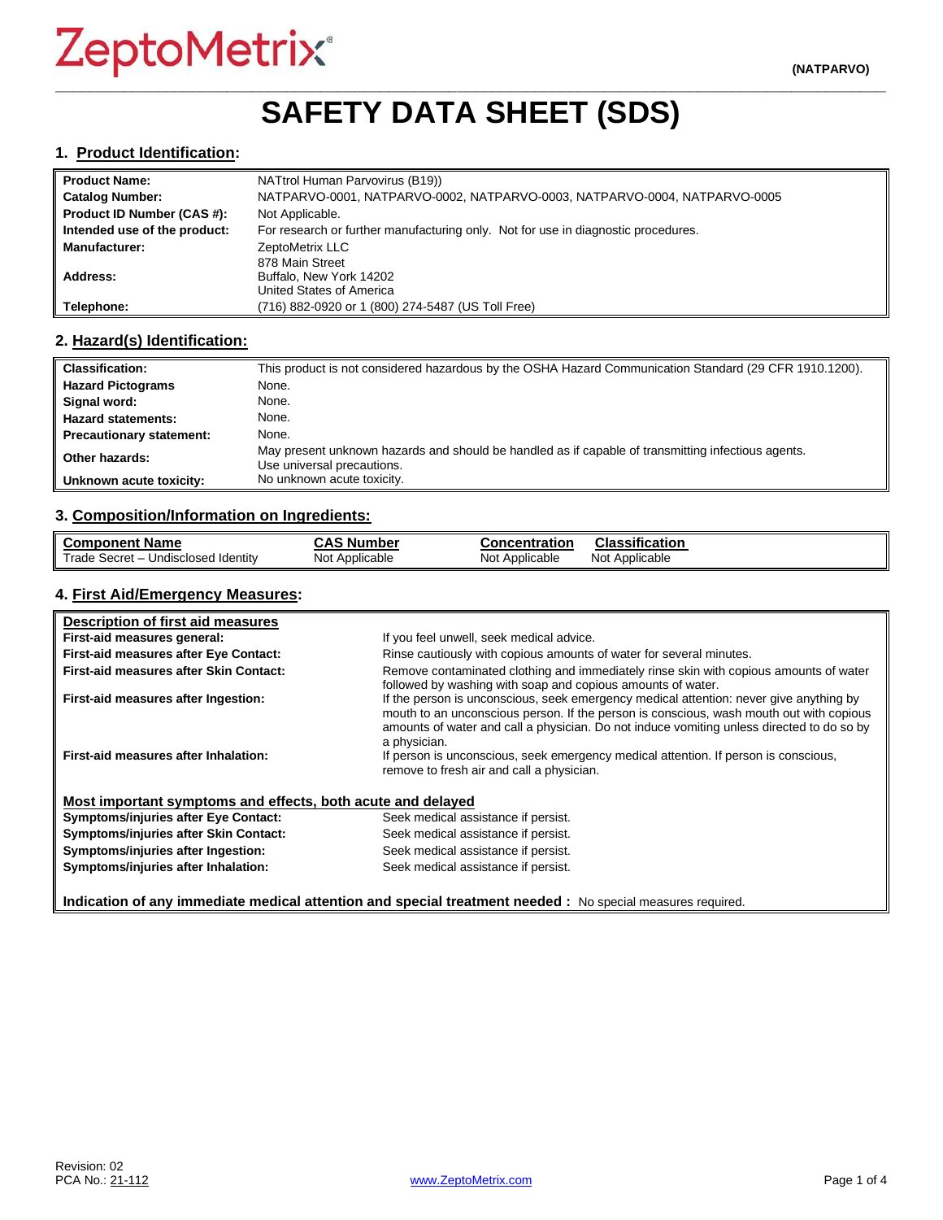ZeptoMetrix®

(NATPARVO)

# SAFETY DATA SHEET (SDS)

## 1. Product Identification:

| | |
|---|---|
| **Product Name:** | NATtrol Human Parvovirus (B19)) |
| **Catalog Number:** | NATPARVO-0001, NATPARVO-0002, NATPARVO-0003, NATPARVO-0004, NATPARVO-0005 |
| **Product ID Number (CAS #):** | Not Applicable. |
| **Intended use of the product:** | For research or further manufacturing only. Not for use in diagnostic procedures. |
| **Manufacturer:** | ZeptoMetrix LLC |
| **Address:** | 878 Main Street<br>Buffalo, New York 14202<br>United States of America |
| **Telephone:** | (716) 882-0920 or 1 (800) 274-5487 (US Toll Free) |

## 2. Hazard(s) Identification:

| | |
|---|---|
| **Classification:** | This product is not considered hazardous by the OSHA Hazard Communication Standard (29 CFR 1910.1200). |
| **Hazard Pictograms** | None. |
| **Signal word:** | None. |
| **Hazard statements:** | None. |
| **Precautionary statement:** | None. |
| **Other hazards:** | May present unknown hazards and should be handled as if capable of transmitting infectious agents. Use universal precautions. |
| **Unknown acute toxicity:** | No unknown acute toxicity. |

## 3. Composition/Information on Ingredients:

| Component Name | CAS Number | Concentration | Classification |
|---|---|---|---|
| Trade Secret – Undisclosed Identity | Not Applicable | Not Applicable | Not Applicable |

## 4. First Aid/Emergency Measures:

**Description of first aid measures**

| | |
|---|---|
| **First-aid measures general:** | If you feel unwell, seek medical advice. |
| **First-aid measures after Eye Contact:** | Rinse cautiously with copious amounts of water for several minutes. |
| **First-aid measures after Skin Contact:** | Remove contaminated clothing and immediately rinse skin with copious amounts of water followed by washing with soap and copious amounts of water. |
| **First-aid measures after Ingestion:** | If the person is unconscious, seek emergency medical attention: never give anything by mouth to an unconscious person. If the person is conscious, wash mouth out with copious amounts of water and call a physician. Do not induce vomiting unless directed to do so by a physician. |
| **First-aid measures after Inhalation:** | If person is unconscious, seek emergency medical attention. If person is conscious, remove to fresh air and call a physician. |

**Most important symptoms and effects, both acute and delayed**

| | |
|---|---|
| **Symptoms/injuries after Eye Contact:** | Seek medical assistance if persist. |
| **Symptoms/injuries after Skin Contact:** | Seek medical assistance if persist. |
| **Symptoms/injuries after Ingestion:** | Seek medical assistance if persist. |
| **Symptoms/injuries after Inhalation:** | Seek medical assistance if persist. |

**Indication of any immediate medical attention and special treatment needed :** No special measures required.

Revision: 02
PCA No.: 21-112

www.ZeptoMetrix.com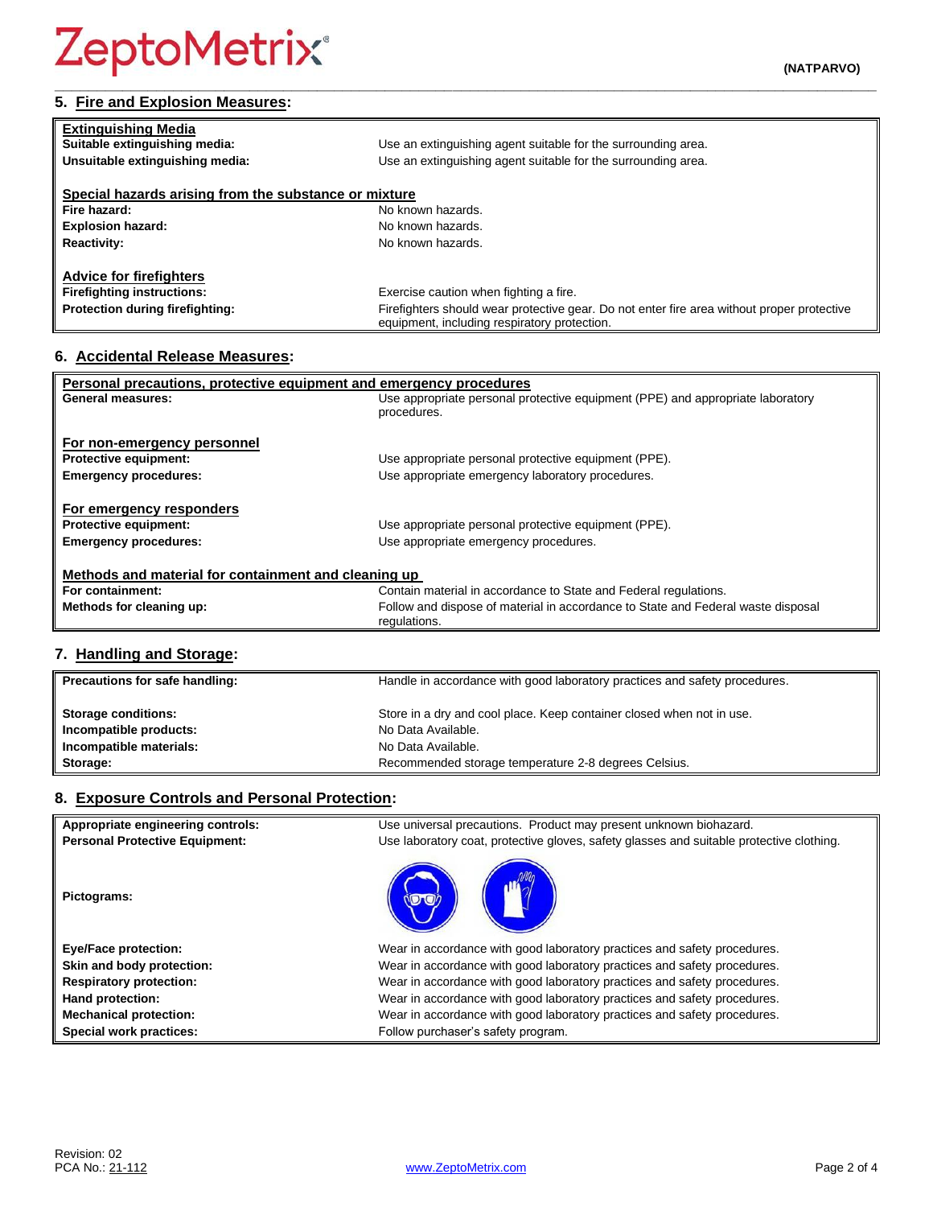## 5. Fire and Explosion Measures:

| **Extinguishing Media** | |
|---|---|
| **Suitable extinguishing media:** | Use an extinguishing agent suitable for the surrounding area. |
| **Unsuitable extinguishing media:** | Use an extinguishing agent suitable for the surrounding area. |
| **Special hazards arising from the substance or mixture** | |
| **Fire hazard:** | No known hazards. |
| **Explosion hazard:** | No known hazards. |
| **Reactivity:** | No known hazards. |
| **Advice for firefighters** | |
| **Firefighting instructions:** | Exercise caution when fighting a fire. |
| **Protection during firefighting:** | Firefighters should wear protective gear. Do not enter fire area without proper protective equipment, including respiratory protection. |

## 6. Accidental Release Measures:

| **Personal precautions, protective equipment and emergency procedures** | |
|---|---|
| **General measures:** | Use appropriate personal protective equipment (PPE) and appropriate laboratory procedures. |
| **For non-emergency personnel** | |
| **Protective equipment:** | Use appropriate personal protective equipment (PPE). |
| **Emergency procedures:** | Use appropriate emergency laboratory procedures. |
| **For emergency responders** | |
| **Protective equipment:** | Use appropriate personal protective equipment (PPE). |
| **Emergency procedures:** | Use appropriate emergency procedures. |
| **Methods and material for containment and cleaning up** | |
| **For containment:** | Contain material in accordance to State and Federal regulations. |
| **Methods for cleaning up:** | Follow and dispose of material in accordance to State and Federal waste disposal regulations. |

## 7. Handling and Storage:

| | |
|---|---|
| **Precautions for safe handling:** | Handle in accordance with good laboratory practices and safety procedures. |
| **Storage conditions:** | Store in a dry and cool place. Keep container closed when not in use. |
| **Incompatible products:** | No Data Available. |
| **Incompatible materials:** | No Data Available. |
| **Storage:** | Recommended storage temperature 2-8 degrees Celsius. |

## 8. Exposure Controls and Personal Protection:

| | |
|---|---|
| **Appropriate engineering controls:** | Use universal precautions. Product may present unknown biohazard. |
| **Personal Protective Equipment:** | Use laboratory coat, protective gloves, safety glasses and suitable protective clothing. |
| **Pictograms:** | |
| **Eye/Face protection:** | Wear in accordance with good laboratory practices and safety procedures. |
| **Skin and body protection:** | Wear in accordance with good laboratory practices and safety procedures. |
| **Respiratory protection:** | Wear in accordance with good laboratory practices and safety procedures. |
| **Hand protection:** | Wear in accordance with good laboratory practices and safety procedures. |
| **Mechanical protection:** | Wear in accordance with good laboratory practices and safety procedures. |
| **Special work practices:** | Follow purchaser's safety program. |

Revision: 02
PCA No.: 21-112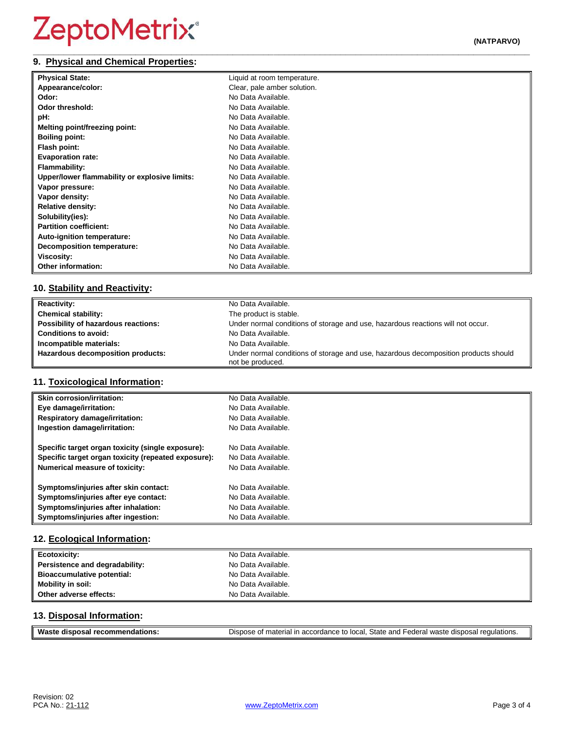## 9. Physical and Chemical Properties:

| | |
|---|---|
| **Physical State:** | Liquid at room temperature. |
| **Appearance/color:** | Clear, pale amber solution. |
| **Odor:** | No Data Available. |
| **Odor threshold:** | No Data Available. |
| **pH:** | No Data Available. |
| **Melting point/freezing point:** | No Data Available. |
| **Boiling point:** | No Data Available. |
| **Flash point:** | No Data Available. |
| **Evaporation rate:** | No Data Available. |
| **Flammability:** | No Data Available. |
| **Upper/lower flammability or explosive limits:** | No Data Available. |
| **Vapor pressure:** | No Data Available. |
| **Vapor density:** | No Data Available. |
| **Relative density:** | No Data Available. |
| **Solubility(ies):** | No Data Available. |
| **Partition coefficient:** | No Data Available. |
| **Auto-ignition temperature:** | No Data Available. |
| **Decomposition temperature:** | No Data Available. |
| **Viscosity:** | No Data Available. |
| **Other information:** | No Data Available. |

## 10. Stability and Reactivity:

| | |
|---|---|
| **Reactivity:** | No Data Available. |
| **Chemical stability:** | The product is stable. |
| **Possibility of hazardous reactions:** | Under normal conditions of storage and use, hazardous reactions will not occur. |
| **Conditions to avoid:** | No Data Available. |
| **Incompatible materials:** | No Data Available. |
| **Hazardous decomposition products:** | Under normal conditions of storage and use, hazardous decomposition products should not be produced. |

## 11. Toxicological Information:

| | |
|---|---|
| **Skin corrosion/irritation:** | No Data Available. |
| **Eye damage/irritation:** | No Data Available. |
| **Respiratory damage/irritation:** | No Data Available. |
| **Ingestion damage/irritation:** | No Data Available. |
| **Specific target organ toxicity (single exposure):** | No Data Available. |
| **Specific target organ toxicity (repeated exposure):** | No Data Available. |
| **Numerical measure of toxicity:** | No Data Available. |
| **Symptoms/injuries after skin contact:** | No Data Available. |
| **Symptoms/injuries after eye contact:** | No Data Available. |
| **Symptoms/injuries after inhalation:** | No Data Available. |
| **Symptoms/injuries after ingestion:** | No Data Available. |

## 12. Ecological Information:

| | |
|---|---|
| **Ecotoxicity:** | No Data Available. |
| **Persistence and degradability:** | No Data Available. |
| **Bioaccumulative potential:** | No Data Available. |
| **Mobility in soil:** | No Data Available. |
| **Other adverse effects:** | No Data Available. |

## 13. Disposal Information:

| | |
|---|---|
| **Waste disposal recommendations:** | Dispose of material in accordance to local, State and Federal waste disposal regulations. |

Revision: 02
PCA No.: 21-112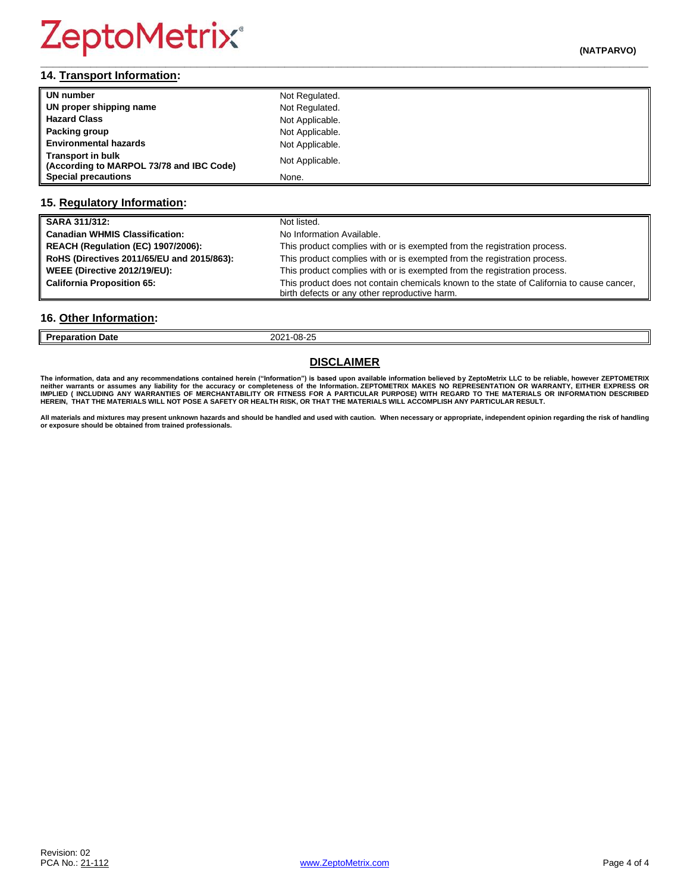## 14. Transport Information:

| | |
|---|---|
| **UN number** | Not Regulated. |
| **UN proper shipping name** | Not Regulated. |
| **Hazard Class** | Not Applicable. |
| **Packing group** | Not Applicable. |
| **Environmental hazards** | Not Applicable. |
| **Transport in bulk (According to MARPOL 73/78 and IBC Code)** | Not Applicable. |
| **Special precautions** | None. |

## 15. Regulatory Information:

| | |
|---|---|
| **SARA 311/312:** | Not listed. |
| **Canadian WHMIS Classification:** | No Information Available. |
| **REACH (Regulation (EC) 1907/2006):** | This product complies with or is exempted from the registration process. |
| **RoHS (Directives 2011/65/EU and 2015/863):** | This product complies with or is exempted from the registration process. |
| **WEEE (Directive 2012/19/EU):** | This product complies with or is exempted from the registration process. |
| **California Proposition 65:** | This product does not contain chemicals known to the state of California to cause cancer, birth defects or any other reproductive harm. |

## 16. Other Information:

| | |
|---|---|
| **Preparation Date** | 2021-08-25 |

## DISCLAIMER

**The information, data and any recommendations contained herein ("Information") is based upon available information believed by ZeptoMetrix LLC to be reliable, however ZEPTOMETRIX neither warrants or assumes any liability for the accuracy or completeness of the Information. ZEPTOMETRIX MAKES NO REPRESENTATION OR WARRANTY, EITHER EXPRESS OR IMPLIED ( INCLUDING ANY WARRANTIES OF MERCHANTABILITY OR FITNESS FOR A PARTICULAR PURPOSE) WITH REGARD TO THE MATERIALS OR INFORMATION DESCRIBED HEREIN, THAT THE MATERIALS WILL NOT POSE A SAFETY OR HEALTH RISK, OR THAT THE MATERIALS WILL ACCOMPLISH ANY PARTICULAR RESULT.**

**All materials and mixtures may present unknown hazards and should be handled and used with caution. When necessary or appropriate, independent opinion regarding the risk of handling or exposure should be obtained from trained professionals.**